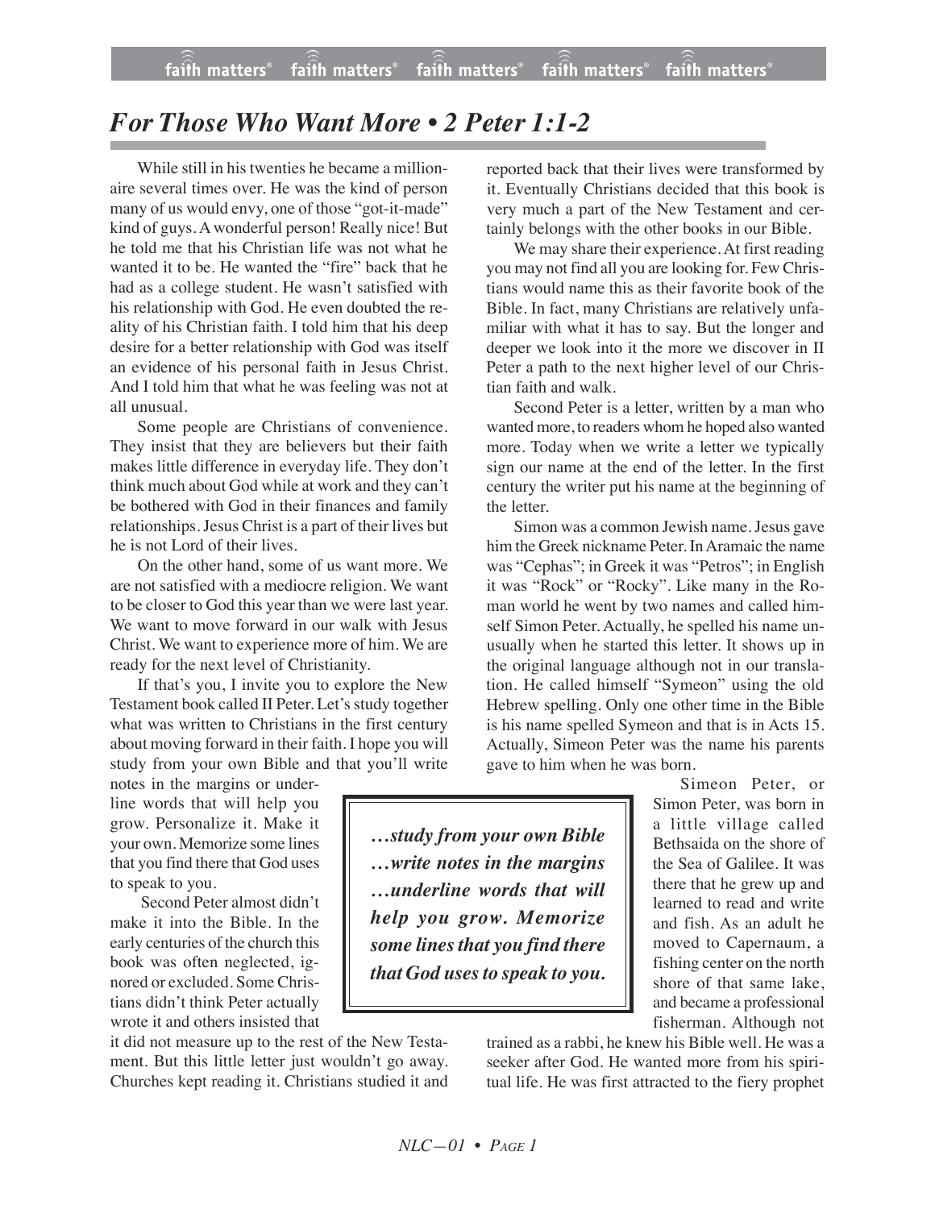# For Those Who Want More • 2 Peter 1:1-2

While still in his twenties he became a millionaire several times over. He was the kind of person many of us would envy, one of those "got-it-made" kind of guys. A wonderful person! Really nice! But he told me that his Christian life was not what he wanted it to be. He wanted the "fire" back that he had as a college student. He wasn't satisfied with his relationship with God. He even doubted the reality of his Christian faith. I told him that his deep desire for a better relationship with God was itself an evidence of his personal faith in Jesus Christ. And I told him that what he was feeling was not at all unusual.

Some people are Christians of convenience. They insist that they are believers but their faith makes little difference in everyday life. They don't think much about God while at work and they can't be bothered with God in their finances and family relationships. Jesus Christ is a part of their lives but he is not Lord of their lives.

On the other hand, some of us want more. We are not satisfied with a mediocre religion. We want to be closer to God this year than we were last year. We want to move forward in our walk with Jesus Christ. We want to experience more of him. We are ready for the next level of Christianity.

If that's you, I invite you to explore the New Testament book called II Peter. Let's study together what was written to Christians in the first century about moving forward in their faith. I hope you will study from your own Bible and that you'll write notes in the margins or underline words that will help you grow. Personalize it. Make it your own. Memorize some lines that you find there that God uses to speak to you.

> ***…study from your own Bible …write notes in the margins …underline words that will help you grow. Memorize some lines that you find there that God uses to speak to you.***

Second Peter almost didn't make it into the Bible. In the early centuries of the church this book was often neglected, ignored or excluded. Some Christians didn't think Peter actually wrote it and others insisted that it did not measure up to the rest of the New Testament. But this little letter just wouldn't go away. Churches kept reading it. Christians studied it and reported back that their lives were transformed by it. Eventually Christians decided that this book is very much a part of the New Testament and certainly belongs with the other books in our Bible.

We may share their experience. At first reading you may not find all you are looking for. Few Christians would name this as their favorite book of the Bible. In fact, many Christians are relatively unfamiliar with what it has to say. But the longer and deeper we look into it the more we discover in II Peter a path to the next higher level of our Christian faith and walk.

Second Peter is a letter, written by a man who wanted more, to readers whom he hoped also wanted more. Today when we write a letter we typically sign our name at the end of the letter. In the first century the writer put his name at the beginning of the letter.

Simon was a common Jewish name. Jesus gave him the Greek nickname Peter. In Aramaic the name was "Cephas"; in Greek it was "Petros"; in English it was "Rock" or "Rocky". Like many in the Roman world he went by two names and called himself Simon Peter. Actually, he spelled his name unusually when he started this letter. It shows up in the original language although not in our translation. He called himself "Symeon" using the old Hebrew spelling. Only one other time in the Bible is his name spelled Symeon and that is in Acts 15. Actually, Simeon Peter was the name his parents gave to him when he was born.

Simeon Peter, or Simon Peter, was born in a little village called Bethsaida on the shore of the Sea of Galilee. It was there that he grew up and learned to read and write and fish. As an adult he moved to Capernaum, a fishing center on the north shore of that same lake, and became a professional fisherman. Although not trained as a rabbi, he knew his Bible well. He was a seeker after God. He wanted more from his spiritual life. He was first attracted to the fiery prophet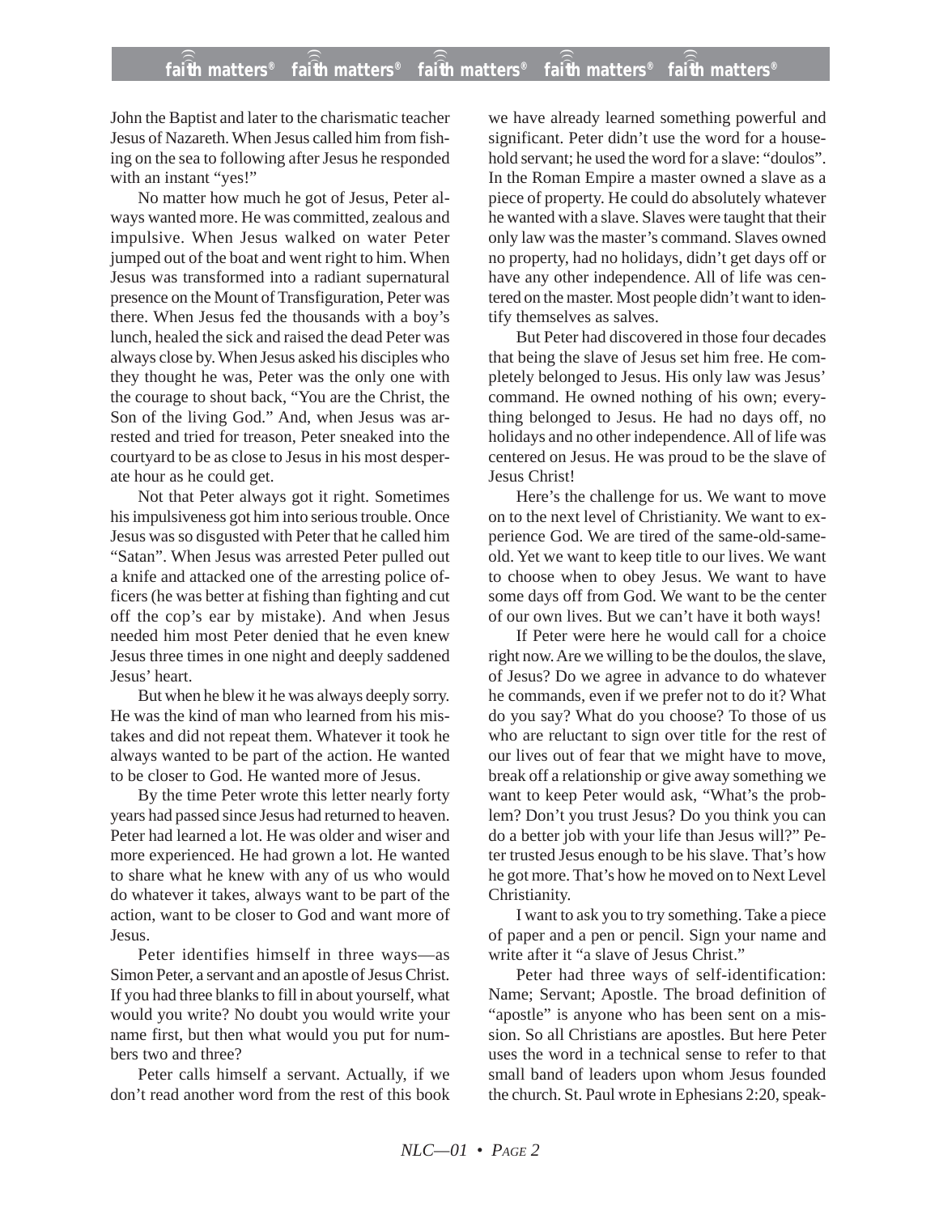John the Baptist and later to the charismatic teacher Jesus of Nazareth. When Jesus called him from fishing on the sea to following after Jesus he responded with an instant "yes!"

No matter how much he got of Jesus, Peter always wanted more. He was committed, zealous and impulsive. When Jesus walked on water Peter jumped out of the boat and went right to him. When Jesus was transformed into a radiant supernatural presence on the Mount of Transfiguration, Peter was there. When Jesus fed the thousands with a boy's lunch, healed the sick and raised the dead Peter was always close by. When Jesus asked his disciples who they thought he was, Peter was the only one with the courage to shout back, "You are the Christ, the Son of the living God." And, when Jesus was arrested and tried for treason, Peter sneaked into the courtyard to be as close to Jesus in his most desperate hour as he could get.

Not that Peter always got it right. Sometimes his impulsiveness got him into serious trouble. Once Jesus was so disgusted with Peter that he called him "Satan". When Jesus was arrested Peter pulled out a knife and attacked one of the arresting police officers (he was better at fishing than fighting and cut off the cop's ear by mistake). And when Jesus needed him most Peter denied that he even knew Jesus three times in one night and deeply saddened Jesus' heart.

But when he blew it he was always deeply sorry. He was the kind of man who learned from his mistakes and did not repeat them. Whatever it took he always wanted to be part of the action. He wanted to be closer to God. He wanted more of Jesus.

By the time Peter wrote this letter nearly forty years had passed since Jesus had returned to heaven. Peter had learned a lot. He was older and wiser and more experienced. He had grown a lot. He wanted to share what he knew with any of us who would do whatever it takes, always want to be part of the action, want to be closer to God and want more of Jesus.

Peter identifies himself in three ways—as Simon Peter, a servant and an apostle of Jesus Christ. If you had three blanks to fill in about yourself, what would you write? No doubt you would write your name first, but then what would you put for numbers two and three?

Peter calls himself a servant. Actually, if we don't read another word from the rest of this book we have already learned something powerful and significant. Peter didn't use the word for a household servant; he used the word for a slave: "doulos". In the Roman Empire a master owned a slave as a piece of property. He could do absolutely whatever he wanted with a slave. Slaves were taught that their only law was the master's command. Slaves owned no property, had no holidays, didn't get days off or have any other independence. All of life was centered on the master. Most people didn't want to identify themselves as salves.

But Peter had discovered in those four decades that being the slave of Jesus set him free. He completely belonged to Jesus. His only law was Jesus' command. He owned nothing of his own; everything belonged to Jesus. He had no days off, no holidays and no other independence. All of life was centered on Jesus. He was proud to be the slave of Jesus Christ!

Here's the challenge for us. We want to move on to the next level of Christianity. We want to experience God. We are tired of the same-old-same-old. Yet we want to keep title to our lives. We want to choose when to obey Jesus. We want to have some days off from God. We want to be the center of our own lives. But we can't have it both ways!

If Peter were here he would call for a choice right now. Are we willing to be the doulos, the slave, of Jesus? Do we agree in advance to do whatever he commands, even if we prefer not to do it? What do you say? What do you choose? To those of us who are reluctant to sign over title for the rest of our lives out of fear that we might have to move, break off a relationship or give away something we want to keep Peter would ask, "What's the problem? Don't you trust Jesus? Do you think you can do a better job with your life than Jesus will?" Peter trusted Jesus enough to be his slave. That's how he got more. That's how he moved on to Next Level Christianity.

I want to ask you to try something. Take a piece of paper and a pen or pencil. Sign your name and write after it "a slave of Jesus Christ."

Peter had three ways of self-identification: Name; Servant; Apostle. The broad definition of "apostle" is anyone who has been sent on a mission. So all Christians are apostles. But here Peter uses the word in a technical sense to refer to that small band of leaders upon whom Jesus founded the church. St. Paul wrote in Ephesians 2:20, speak-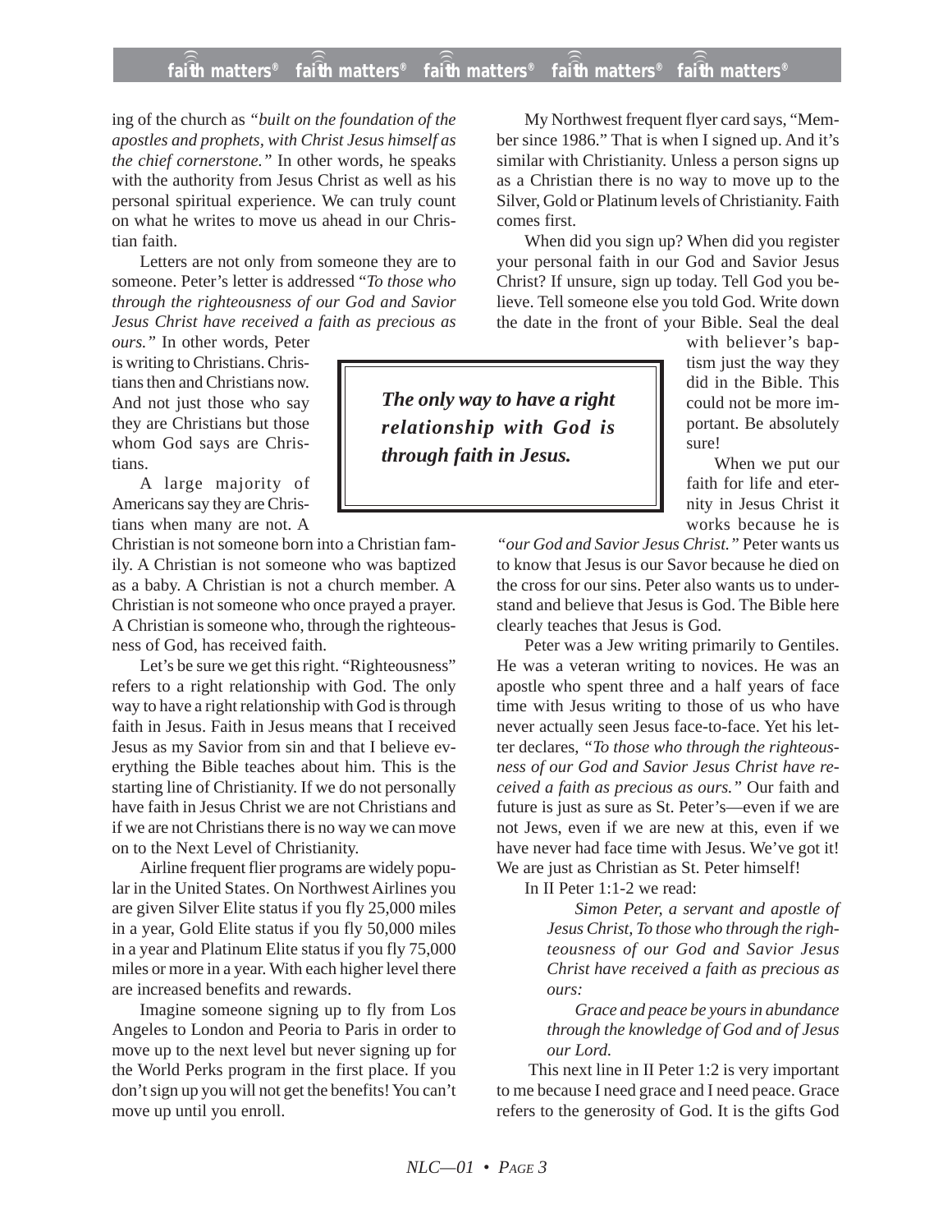ing of the church as *"built on the foundation of the apostles and prophets, with Christ Jesus himself as the chief cornerstone."* In other words, he speaks with the authority from Jesus Christ as well as his personal spiritual experience. We can truly count on what he writes to move us ahead in our Christian faith.

Letters are not only from someone they are to someone. Peter's letter is addressed "*To those who through the righteousness of our God and Savior Jesus Christ have received a faith as precious as ours."* In other words, Peter is writing to Christians. Christians then and Christians now. And not just those who say they are Christians but those whom God says are Christians.

A large majority of Americans say they are Christians when many are not. A Christian is not someone born into a Christian family. A Christian is not someone who was baptized as a baby. A Christian is not a church member. A Christian is not someone who once prayed a prayer. A Christian is someone who, through the righteousness of God, has received faith.

Let's be sure we get this right. "Righteousness" refers to a right relationship with God. The only way to have a right relationship with God is through faith in Jesus. Faith in Jesus means that I received Jesus as my Savior from sin and that I believe everything the Bible teaches about him. This is the starting line of Christianity. If we do not personally have faith in Jesus Christ we are not Christians and if we are not Christians there is no way we can move on to the Next Level of Christianity.

> ***The only way to have a right relationship with God is through faith in Jesus.***

Airline frequent flier programs are widely popular in the United States. On Northwest Airlines you are given Silver Elite status if you fly 25,000 miles in a year, Gold Elite status if you fly 50,000 miles in a year and Platinum Elite status if you fly 75,000 miles or more in a year. With each higher level there are increased benefits and rewards.

Imagine someone signing up to fly from Los Angeles to London and Peoria to Paris in order to move up to the next level but never signing up for the World Perks program in the first place. If you don't sign up you will not get the benefits! You can't move up until you enroll.

My Northwest frequent flyer card says, "Member since 1986." That is when I signed up. And it's similar with Christianity. Unless a person signs up as a Christian there is no way to move up to the Silver, Gold or Platinum levels of Christianity. Faith comes first.

When did you sign up? When did you register your personal faith in our God and Savior Jesus Christ? If unsure, sign up today. Tell God you believe. Tell someone else you told God. Write down the date in the front of your Bible. Seal the deal with believer's baptism just the way they did in the Bible. This could not be more important. Be absolutely sure!

When we put our faith for life and eternity in Jesus Christ it works because he is *"our God and Savior Jesus Christ."* Peter wants us to know that Jesus is our Savor because he died on the cross for our sins. Peter also wants us to understand and believe that Jesus is God. The Bible here clearly teaches that Jesus is God.

Peter was a Jew writing primarily to Gentiles. He was a veteran writing to novices. He was an apostle who spent three and a half years of face time with Jesus writing to those of us who have never actually seen Jesus face-to-face. Yet his letter declares, *"To those who through the righteousness of our God and Savior Jesus Christ have received a faith as precious as ours."* Our faith and future is just as sure as St. Peter's—even if we are not Jews, even if we are new at this, even if we have never had face time with Jesus. We've got it! We are just as Christian as St. Peter himself!

In II Peter 1:1-2 we read:

> *Simon Peter, a servant and apostle of Jesus Christ, To those who through the righteousness of our God and Savior Jesus Christ have received a faith as precious as ours:*
>
> *Grace and peace be yours in abundance through the knowledge of God and of Jesus our Lord.*

This next line in II Peter 1:2 is very important to me because I need grace and I need peace. Grace refers to the generosity of God. It is the gifts God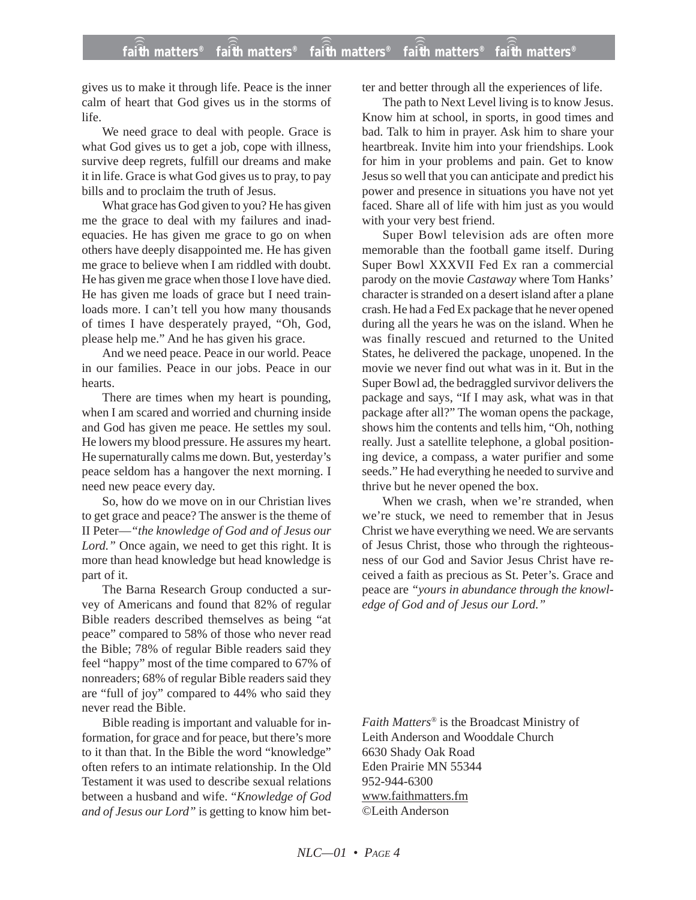gives us to make it through life. Peace is the inner calm of heart that God gives us in the storms of life.

We need grace to deal with people. Grace is what God gives us to get a job, cope with illness, survive deep regrets, fulfill our dreams and make it in life. Grace is what God gives us to pray, to pay bills and to proclaim the truth of Jesus.

What grace has God given to you? He has given me the grace to deal with my failures and inadequacies. He has given me grace to go on when others have deeply disappointed me. He has given me grace to believe when I am riddled with doubt. He has given me grace when those I love have died. He has given me loads of grace but I need trainloads more. I can't tell you how many thousands of times I have desperately prayed, "Oh, God, please help me." And he has given his grace.

And we need peace. Peace in our world. Peace in our families. Peace in our jobs. Peace in our hearts.

There are times when my heart is pounding, when I am scared and worried and churning inside and God has given me peace. He settles my soul. He lowers my blood pressure. He assures my heart. He supernaturally calms me down. But, yesterday's peace seldom has a hangover the next morning. I need new peace every day.

So, how do we move on in our Christian lives to get grace and peace? The answer is the theme of II Peter—*"the knowledge of God and of Jesus our Lord."* Once again, we need to get this right. It is more than head knowledge but head knowledge is part of it.

The Barna Research Group conducted a survey of Americans and found that 82% of regular Bible readers described themselves as being "at peace" compared to 58% of those who never read the Bible; 78% of regular Bible readers said they feel "happy" most of the time compared to 67% of nonreaders; 68% of regular Bible readers said they are "full of joy" compared to 44% who said they never read the Bible.

Bible reading is important and valuable for information, for grace and for peace, but there's more to it than that. In the Bible the word "knowledge" often refers to an intimate relationship. In the Old Testament it was used to describe sexual relations between a husband and wife. "*Knowledge of God and of Jesus our Lord"* is getting to know him better and better through all the experiences of life.

The path to Next Level living is to know Jesus. Know him at school, in sports, in good times and bad. Talk to him in prayer. Ask him to share your heartbreak. Invite him into your friendships. Look for him in your problems and pain. Get to know Jesus so well that you can anticipate and predict his power and presence in situations you have not yet faced. Share all of life with him just as you would with your very best friend.

Super Bowl television ads are often more memorable than the football game itself. During Super Bowl XXXVII Fed Ex ran a commercial parody on the movie *Castaway* where Tom Hanks' character is stranded on a desert island after a plane crash. He had a Fed Ex package that he never opened during all the years he was on the island. When he was finally rescued and returned to the United States, he delivered the package, unopened. In the movie we never find out what was in it. But in the Super Bowl ad, the bedraggled survivor delivers the package and says, "If I may ask, what was in that package after all?" The woman opens the package, shows him the contents and tells him, "Oh, nothing really. Just a satellite telephone, a global positioning device, a compass, a water purifier and some seeds." He had everything he needed to survive and thrive but he never opened the box.

When we crash, when we're stranded, when we're stuck, we need to remember that in Jesus Christ we have everything we need. We are servants of Jesus Christ, those who through the righteousness of our God and Savior Jesus Christ have received a faith as precious as St. Peter's. Grace and peace are *"yours in abundance through the knowledge of God and of Jesus our Lord."*

*Faith Matters*® is the Broadcast Ministry of
Leith Anderson and Wooddale Church
6630 Shady Oak Road
Eden Prairie MN 55344
952-944-6300
www.faithmatters.fm
©Leith Anderson